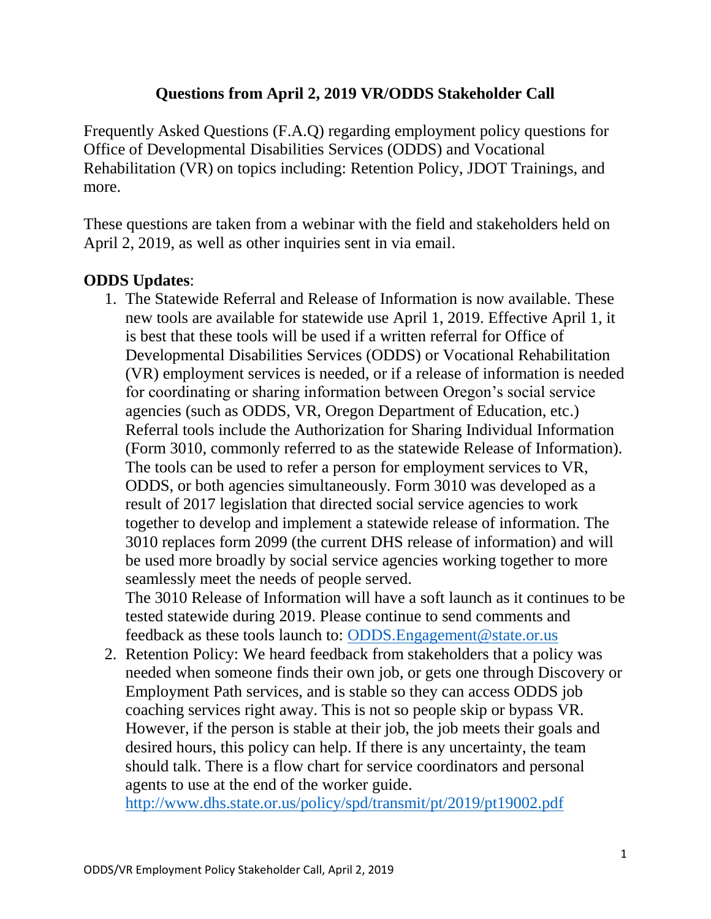# Questions from April 2, 2019 VR/ODDS Stakeholder Call

Frequently Asked Questions (F.A.Q) regarding employment policy questions for Office of Developmental Disabilities Services (ODDS) and Vocational Rehabilitation (VR) on topics including: Retention Policy, JDOT Trainings, and more.

These questions are taken from a webinar with the field and stakeholders held on April 2, 2019, as well as other inquiries sent in via email.

**ODDS Updates**:

1. The Statewide Referral and Release of Information is now available. These new tools are available for statewide use April 1, 2019. Effective April 1, it is best that these tools will be used if a written referral for Office of Developmental Disabilities Services (ODDS) or Vocational Rehabilitation (VR) employment services is needed, or if a release of information is needed for coordinating or sharing information between Oregon's social service agencies (such as ODDS, VR, Oregon Department of Education, etc.) Referral tools include the Authorization for Sharing Individual Information (Form 3010, commonly referred to as the statewide Release of Information). The tools can be used to refer a person for employment services to VR, ODDS, or both agencies simultaneously. Form 3010 was developed as a result of 2017 legislation that directed social service agencies to work together to develop and implement a statewide release of information. The 3010 replaces form 2099 (the current DHS release of information) and will be used more broadly by social service agencies working together to more seamlessly meet the needs of people served.
   The 3010 Release of Information will have a soft launch as it continues to be tested statewide during 2019. Please continue to send comments and feedback as these tools launch to: ODDS.Engagement@state.or.us
2. Retention Policy: We heard feedback from stakeholders that a policy was needed when someone finds their own job, or gets one through Discovery or Employment Path services, and is stable so they can access ODDS job coaching services right away. This is not so people skip or bypass VR. However, if the person is stable at their job, the job meets their goals and desired hours, this policy can help. If there is any uncertainty, the team should talk. There is a flow chart for service coordinators and personal agents to use at the end of the worker guide.
   http://www.dhs.state.or.us/policy/spd/transmit/pt/2019/pt19002.pdf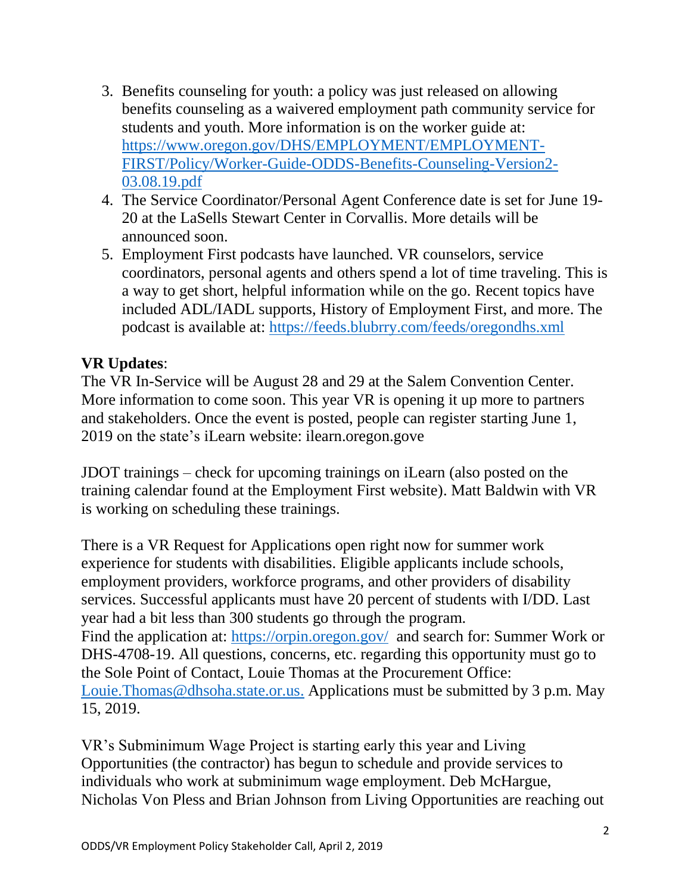3. Benefits counseling for youth: a policy was just released on allowing benefits counseling as a waivered employment path community service for students and youth. More information is on the worker guide at: https://www.oregon.gov/DHS/EMPLOYMENT/EMPLOYMENT-FIRST/Policy/Worker-Guide-ODDS-Benefits-Counseling-Version2-03.08.19.pdf
4. The Service Coordinator/Personal Agent Conference date is set for June 19-20 at the LaSells Stewart Center in Corvallis. More details will be announced soon.
5. Employment First podcasts have launched. VR counselors, service coordinators, personal agents and others spend a lot of time traveling. This is a way to get short, helpful information while on the go. Recent topics have included ADL/IADL supports, History of Employment First, and more. The podcast is available at: https://feeds.blubrry.com/feeds/oregondhs.xml

**VR Updates**:

The VR In-Service will be August 28 and 29 at the Salem Convention Center. More information to come soon. This year VR is opening it up more to partners and stakeholders. Once the event is posted, people can register starting June 1, 2019 on the state's iLearn website: ilearn.oregon.gove

JDOT trainings – check for upcoming trainings on iLearn (also posted on the training calendar found at the Employment First website). Matt Baldwin with VR is working on scheduling these trainings.

There is a VR Request for Applications open right now for summer work experience for students with disabilities. Eligible applicants include schools, employment providers, workforce programs, and other providers of disability services. Successful applicants must have 20 percent of students with I/DD. Last year had a bit less than 300 students go through the program.
Find the application at: https://orpin.oregon.gov/ and search for: Summer Work or DHS-4708-19. All questions, concerns, etc. regarding this opportunity must go to the Sole Point of Contact, Louie Thomas at the Procurement Office: Louie.Thomas@dhsoha.state.or.us. Applications must be submitted by 3 p.m. May 15, 2019.

VR's Subminimum Wage Project is starting early this year and Living Opportunities (the contractor) has begun to schedule and provide services to individuals who work at subminimum wage employment. Deb McHargue, Nicholas Von Pless and Brian Johnson from Living Opportunities are reaching out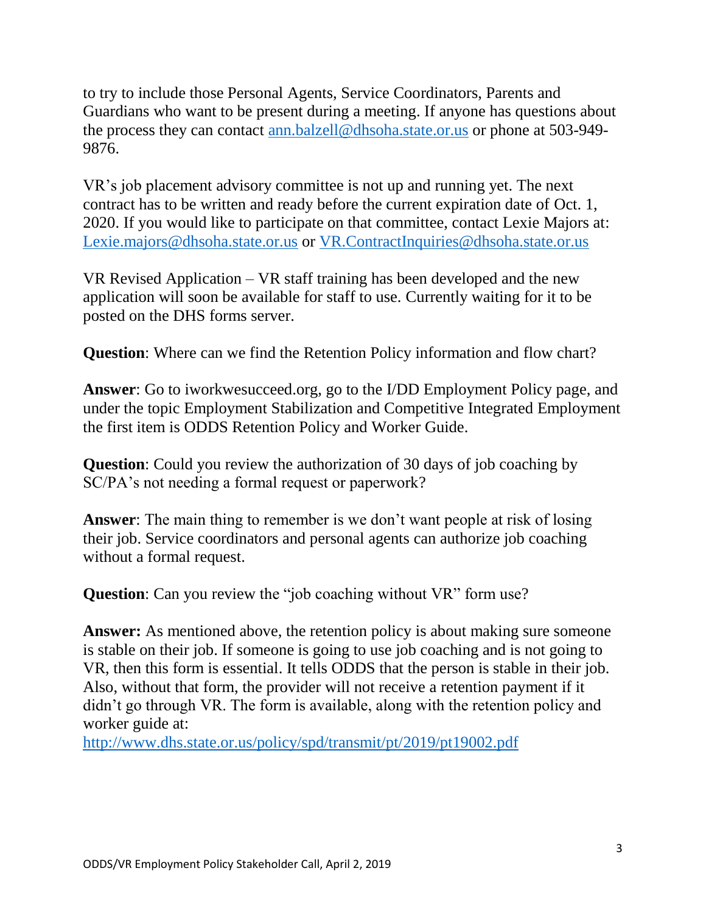to try to include those Personal Agents, Service Coordinators, Parents and Guardians who want to be present during a meeting. If anyone has questions about the process they can contact [ann.balzell@dhsoha.state.or.us](mailto:ann.balzell@dhsoha.state.or.us) or phone at 503-949-9876.

VR's job placement advisory committee is not up and running yet. The next contract has to be written and ready before the current expiration date of Oct. 1, 2020. If you would like to participate on that committee, contact Lexie Majors at: [Lexie.majors@dhsoha.state.or.us](mailto:Lexie.majors@dhsoha.state.or.us) or [VR.ContractInquiries@dhsoha.state.or.us](mailto:VR.ContractInquiries@dhsoha.state.or.us)

VR Revised Application – VR staff training has been developed and the new application will soon be available for staff to use. Currently waiting for it to be posted on the DHS forms server.

**Question**: Where can we find the Retention Policy information and flow chart?

**Answer**: Go to iworkwesucceed.org, go to the I/DD Employment Policy page, and under the topic Employment Stabilization and Competitive Integrated Employment the first item is ODDS Retention Policy and Worker Guide.

**Question**: Could you review the authorization of 30 days of job coaching by SC/PA's not needing a formal request or paperwork?

**Answer**: The main thing to remember is we don't want people at risk of losing their job. Service coordinators and personal agents can authorize job coaching without a formal request.

**Question**: Can you review the "job coaching without VR" form use?

**Answer:** As mentioned above, the retention policy is about making sure someone is stable on their job. If someone is going to use job coaching and is not going to VR, then this form is essential. It tells ODDS that the person is stable in their job. Also, without that form, the provider will not receive a retention payment if it didn't go through VR. The form is available, along with the retention policy and worker guide at:
[http://www.dhs.state.or.us/policy/spd/transmit/pt/2019/pt19002.pdf](http://www.dhs.state.or.us/policy/spd/transmit/pt/2019/pt19002.pdf)